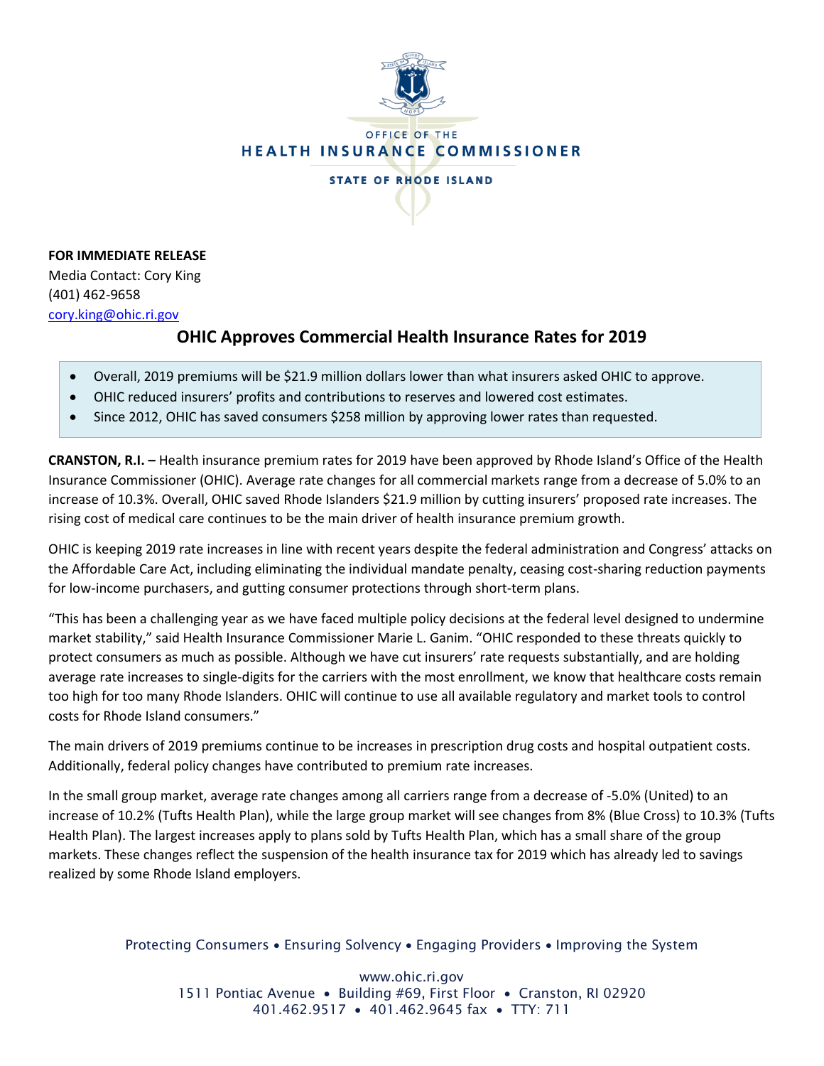OFFICE OF THE
HEALTH INSURANCE COMMISSIONER
STATE OF RHODE ISLAND

**FOR IMMEDIATE RELEASE**
Media Contact: Cory King
(401) 462-9658
cory.king@ohic.ri.gov

## OHIC Approves Commercial Health Insurance Rates for 2019

- Overall, 2019 premiums will be $21.9 million dollars lower than what insurers asked OHIC to approve.
- OHIC reduced insurers' profits and contributions to reserves and lowered cost estimates.
- Since 2012, OHIC has saved consumers $258 million by approving lower rates than requested.

**CRANSTON, R.I. –** Health insurance premium rates for 2019 have been approved by Rhode Island's Office of the Health Insurance Commissioner (OHIC). Average rate changes for all commercial markets range from a decrease of 5.0% to an increase of 10.3%. Overall, OHIC saved Rhode Islanders $21.9 million by cutting insurers' proposed rate increases. The rising cost of medical care continues to be the main driver of health insurance premium growth.

OHIC is keeping 2019 rate increases in line with recent years despite the federal administration and Congress' attacks on the Affordable Care Act, including eliminating the individual mandate penalty, ceasing cost-sharing reduction payments for low-income purchasers, and gutting consumer protections through short-term plans.

"This has been a challenging year as we have faced multiple policy decisions at the federal level designed to undermine market stability," said Health Insurance Commissioner Marie L. Ganim. "OHIC responded to these threats quickly to protect consumers as much as possible. Although we have cut insurers' rate requests substantially, and are holding average rate increases to single-digits for the carriers with the most enrollment, we know that healthcare costs remain too high for too many Rhode Islanders. OHIC will continue to use all available regulatory and market tools to control costs for Rhode Island consumers."

The main drivers of 2019 premiums continue to be increases in prescription drug costs and hospital outpatient costs. Additionally, federal policy changes have contributed to premium rate increases.

In the small group market, average rate changes among all carriers range from a decrease of -5.0% (United) to an increase of 10.2% (Tufts Health Plan), while the large group market will see changes from 8% (Blue Cross) to 10.3% (Tufts Health Plan). The largest increases apply to plans sold by Tufts Health Plan, which has a small share of the group markets. These changes reflect the suspension of the health insurance tax for 2019 which has already led to savings realized by some Rhode Island employers.

Protecting Consumers • Ensuring Solvency • Engaging Providers • Improving the System

www.ohic.ri.gov
1511 Pontiac Avenue • Building #69, First Floor • Cranston, RI 02920
401.462.9517 • 401.462.9645 fax • TTY: 711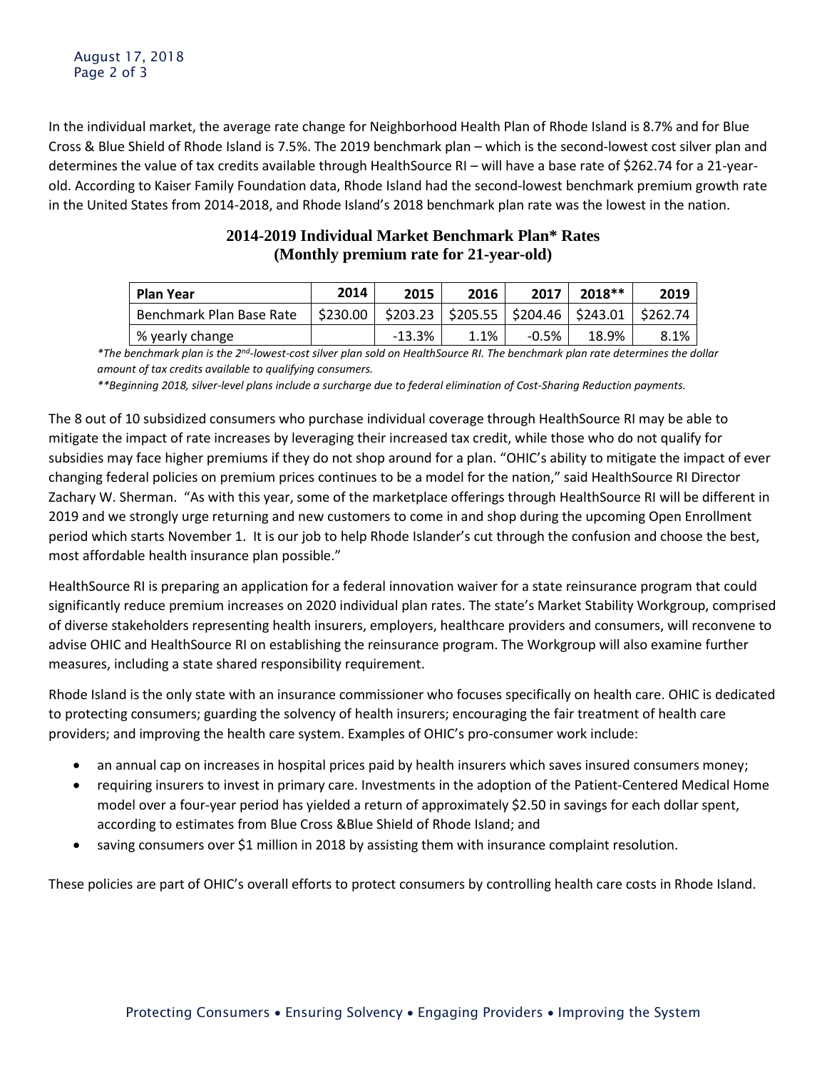In the individual market, the average rate change for Neighborhood Health Plan of Rhode Island is 8.7% and for Blue Cross & Blue Shield of Rhode Island is 7.5%. The 2019 benchmark plan – which is the second-lowest cost silver plan and determines the value of tax credits available through HealthSource RI – will have a base rate of $262.74 for a 21-year-old. According to Kaiser Family Foundation data, Rhode Island had the second-lowest benchmark premium growth rate in the United States from 2014-2018, and Rhode Island's 2018 benchmark plan rate was the lowest in the nation.

**2014-2019 Individual Market Benchmark Plan* Rates**
**(Monthly premium rate for 21-year-old)**

| Plan Year | 2014 | 2015 | 2016 | 2017 | 2018** | 2019 |
|---|---|---|---|---|---|---|
| Benchmark Plan Base Rate | $230.00 | $203.23 | $205.55 | $204.46 | $243.01 | $262.74 |
| % yearly change | | -13.3% | 1.1% | -0.5% | 18.9% | 8.1% |

*\*The benchmark plan is the 2nd-lowest-cost silver plan sold on HealthSource RI. The benchmark plan rate determines the dollar amount of tax credits available to qualifying consumers.*

*\*\*Beginning 2018, silver-level plans include a surcharge due to federal elimination of Cost-Sharing Reduction payments.*

The 8 out of 10 subsidized consumers who purchase individual coverage through HealthSource RI may be able to mitigate the impact of rate increases by leveraging their increased tax credit, while those who do not qualify for subsidies may face higher premiums if they do not shop around for a plan. "OHIC's ability to mitigate the impact of ever changing federal policies on premium prices continues to be a model for the nation," said HealthSource RI Director Zachary W. Sherman. "As with this year, some of the marketplace offerings through HealthSource RI will be different in 2019 and we strongly urge returning and new customers to come in and shop during the upcoming Open Enrollment period which starts November 1. It is our job to help Rhode Islander's cut through the confusion and choose the best, most affordable health insurance plan possible."

HealthSource RI is preparing an application for a federal innovation waiver for a state reinsurance program that could significantly reduce premium increases on 2020 individual plan rates. The state's Market Stability Workgroup, comprised of diverse stakeholders representing health insurers, employers, healthcare providers and consumers, will reconvene to advise OHIC and HealthSource RI on establishing the reinsurance program. The Workgroup will also examine further measures, including a state shared responsibility requirement.

Rhode Island is the only state with an insurance commissioner who focuses specifically on health care. OHIC is dedicated to protecting consumers; guarding the solvency of health insurers; encouraging the fair treatment of health care providers; and improving the health care system. Examples of OHIC's pro-consumer work include:

- an annual cap on increases in hospital prices paid by health insurers which saves insured consumers money;
- requiring insurers to invest in primary care. Investments in the adoption of the Patient-Centered Medical Home model over a four-year period has yielded a return of approximately $2.50 in savings for each dollar spent, according to estimates from Blue Cross &Blue Shield of Rhode Island; and
- saving consumers over $1 million in 2018 by assisting them with insurance complaint resolution.

These policies are part of OHIC's overall efforts to protect consumers by controlling health care costs in Rhode Island.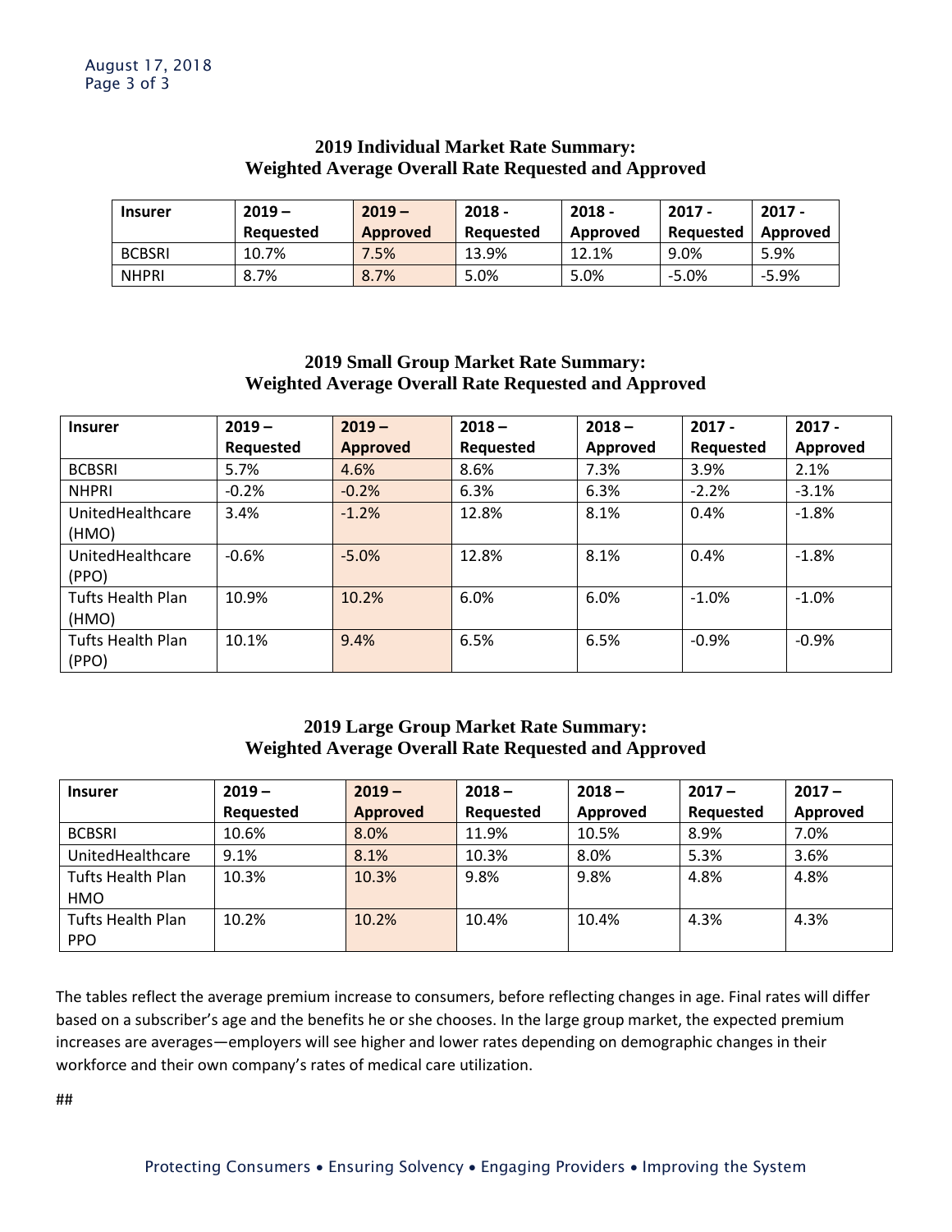## 2019 Individual Market Rate Summary: Weighted Average Overall Rate Requested and Approved

| Insurer | 2019 – Requested | 2019 – Approved | 2018 - Requested | 2018 - Approved | 2017 - Requested | 2017 - Approved |
|---|---|---|---|---|---|---|
| BCBSRI | 10.7% | 7.5% | 13.9% | 12.1% | 9.0% | 5.9% |
| NHPRI | 8.7% | 8.7% | 5.0% | 5.0% | -5.0% | -5.9% |

## 2019 Small Group Market Rate Summary: Weighted Average Overall Rate Requested and Approved

| Insurer | 2019 – Requested | 2019 – Approved | 2018 – Requested | 2018 – Approved | 2017 - Requested | 2017 - Approved |
|---|---|---|---|---|---|---|
| BCBSRI | 5.7% | 4.6% | 8.6% | 7.3% | 3.9% | 2.1% |
| NHPRI | -0.2% | -0.2% | 6.3% | 6.3% | -2.2% | -3.1% |
| UnitedHealthcare (HMO) | 3.4% | -1.2% | 12.8% | 8.1% | 0.4% | -1.8% |
| UnitedHealthcare (PPO) | -0.6% | -5.0% | 12.8% | 8.1% | 0.4% | -1.8% |
| Tufts Health Plan (HMO) | 10.9% | 10.2% | 6.0% | 6.0% | -1.0% | -1.0% |
| Tufts Health Plan (PPO) | 10.1% | 9.4% | 6.5% | 6.5% | -0.9% | -0.9% |

## 2019 Large Group Market Rate Summary: Weighted Average Overall Rate Requested and Approved

| Insurer | 2019 – Requested | 2019 – Approved | 2018 – Requested | 2018 – Approved | 2017 – Requested | 2017 – Approved |
|---|---|---|---|---|---|---|
| BCBSRI | 10.6% | 8.0% | 11.9% | 10.5% | 8.9% | 7.0% |
| UnitedHealthcare | 9.1% | 8.1% | 10.3% | 8.0% | 5.3% | 3.6% |
| Tufts Health Plan HMO | 10.3% | 10.3% | 9.8% | 9.8% | 4.8% | 4.8% |
| Tufts Health Plan PPO | 10.2% | 10.2% | 10.4% | 10.4% | 4.3% | 4.3% |

The tables reflect the average premium increase to consumers, before reflecting changes in age. Final rates will differ based on a subscriber's age and the benefits he or she chooses. In the large group market, the expected premium increases are averages—employers will see higher and lower rates depending on demographic changes in their workforce and their own company's rates of medical care utilization.

##

Protecting Consumers • Ensuring Solvency • Engaging Providers • Improving the System